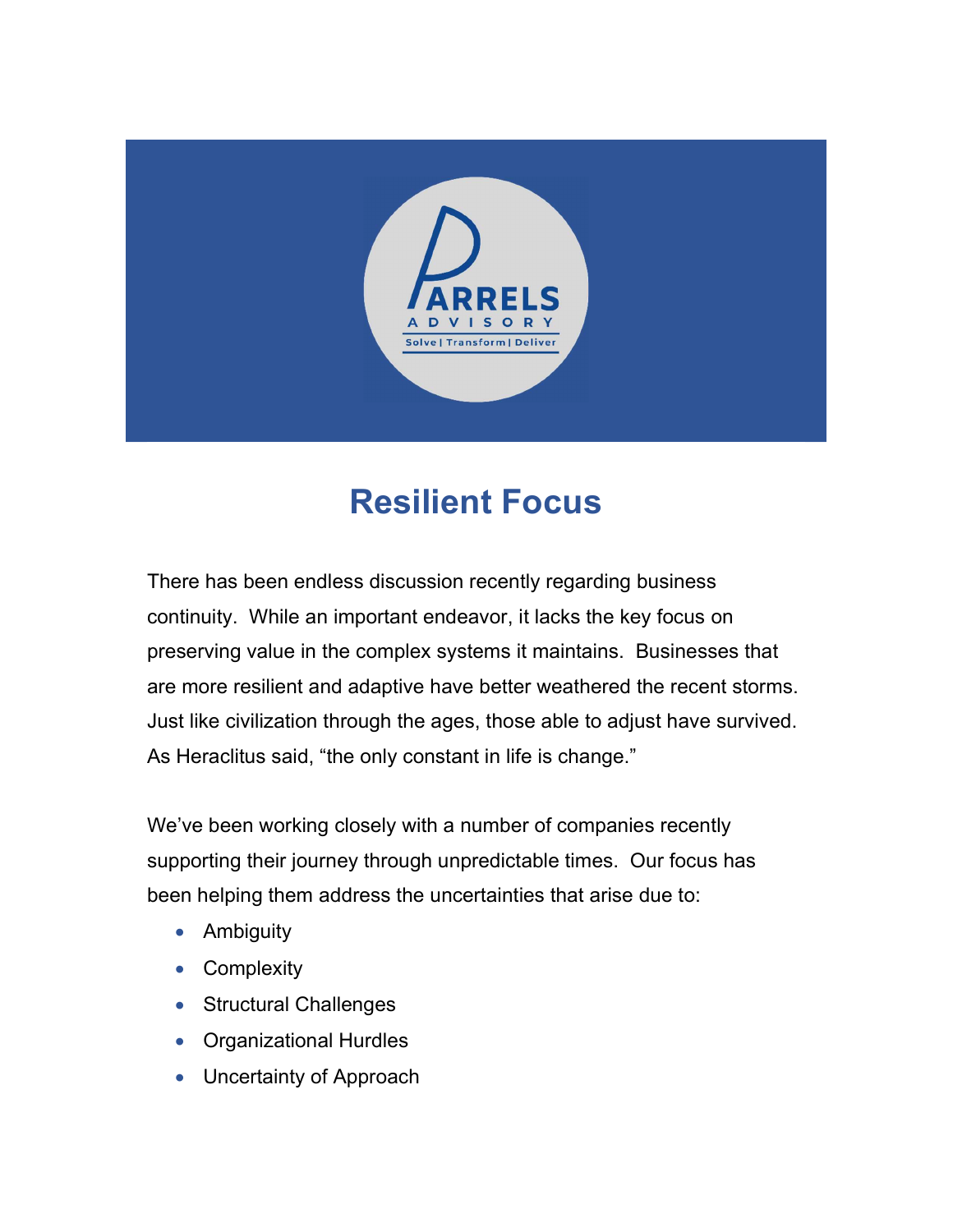# Resilient Focus

There has been endless discussion recently regarding business continuity. While an important endeavor, it lacks the key focus on preserving value in the complex systems it maintains. Businesses that are more resilient and adaptive have better weathered the recent storms. Just like civilization through the ages, those able to adjust have survived. As Heraclitus said, "the only constant in life is change."

We've been working closely with a number of companies recently supporting their journey through unpredictable times. Our focus has been helping them address the uncertainties that arise due to:

- Ambiguity
- Complexity
- Structural Challenges
- Organizational Hurdles
- Uncertainty of Approach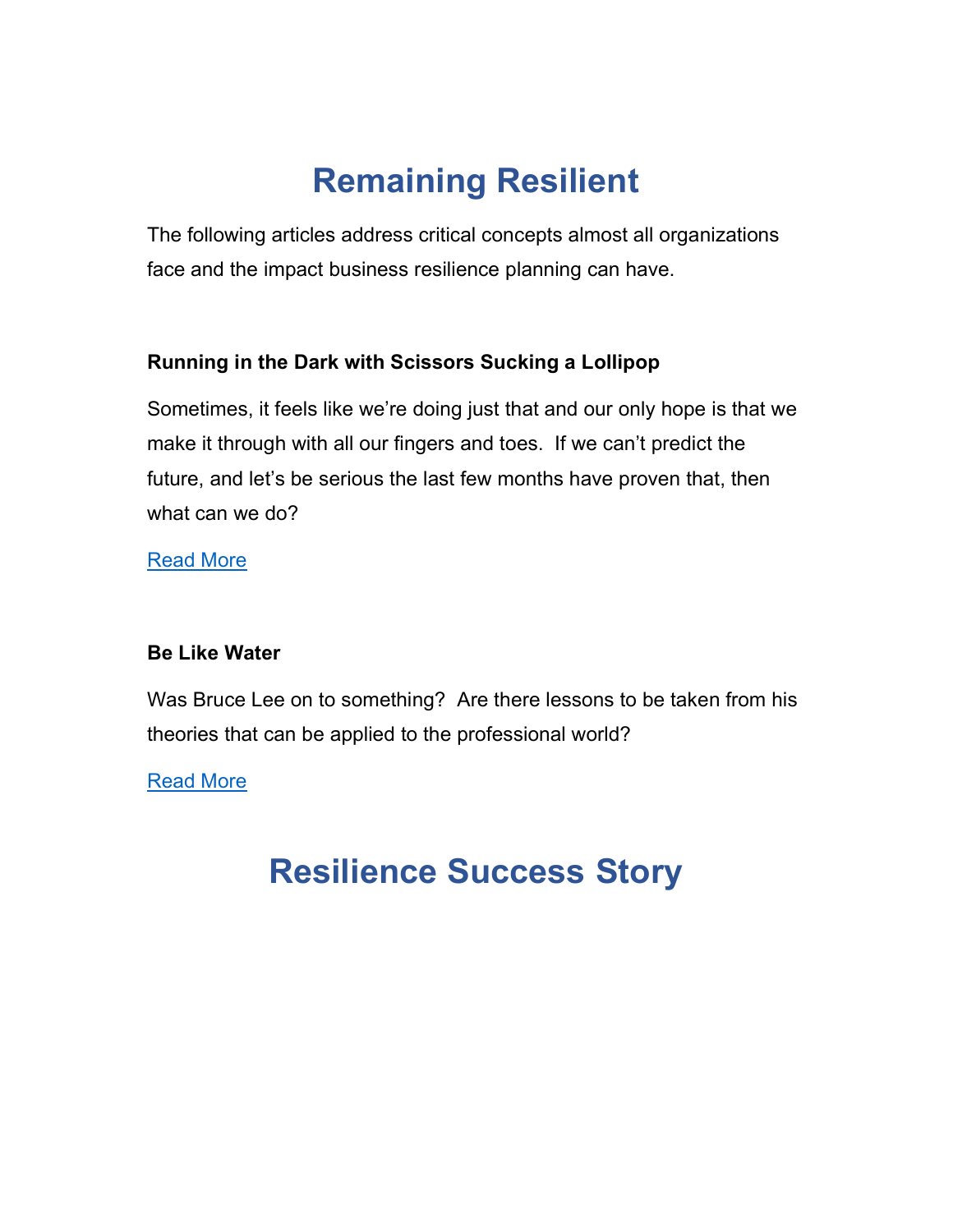# Remaining Resilient

The following articles address critical concepts almost all organizations face and the impact business resilience planning can have.

### Running in the Dark with Scissors Sucking a Lollipop

Sometimes, it feels like we're doing just that and our only hope is that we make it through with all our fingers and toes. If we can't predict the future, and let's be serious the last few months have proven that, then what can we do?

Read More

### Be Like Water

Was Bruce Lee on to something? Are there lessons to be taken from his theories that can be applied to the professional world?

Read More

# Resilience Success Story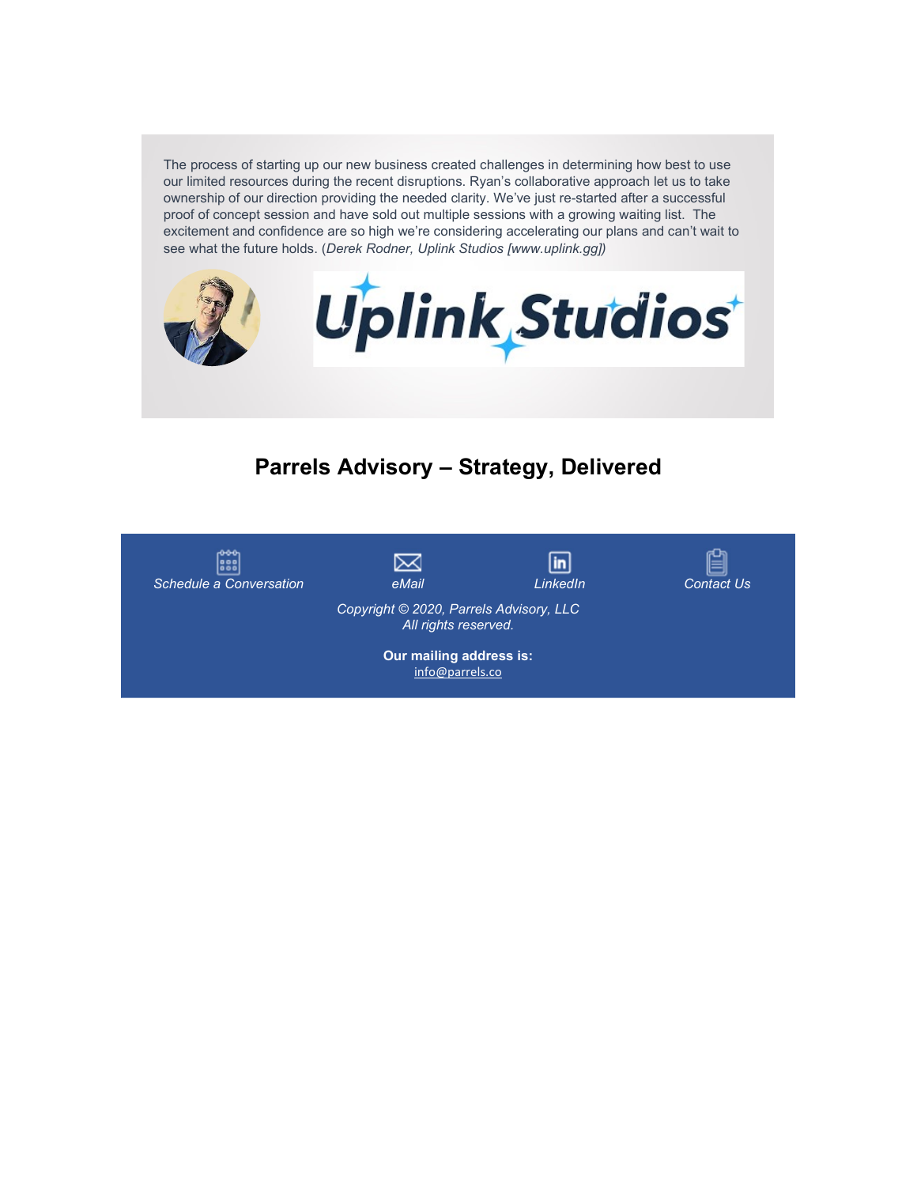The process of starting up our new business created challenges in determining how best to use our limited resources during the recent disruptions. Ryan's collaborative approach let us to take ownership of our direction providing the needed clarity. We've just re-started after a successful proof of concept session and have sold out multiple sessions with a growing waiting list. The excitement and confidence are so high we're considering accelerating our plans and can't wait to see what the future holds. (*Derek Rodner, Uplink Studios [www.uplink.gg]*)

Uplink Studios

## Parrels Advisory – Strategy, Delivered

*Schedule a Conversation* | *eMail* | *LinkedIn* | *Contact Us*

*Copyright © 2020, Parrels Advisory, LLC*
*All rights reserved.*

**Our mailing address is:**
info@parrels.co